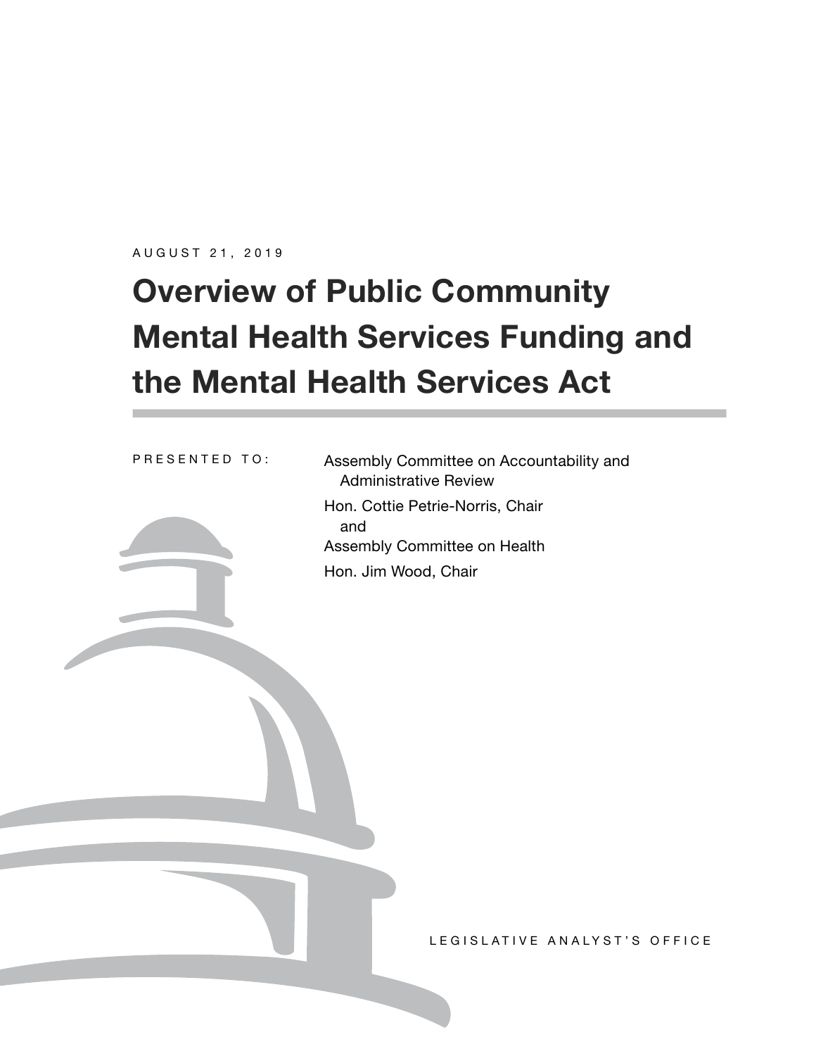AUGUST 21, 2019

# Overview of Public Community Mental Health Services Funding and the Mental Health Services Act

PRESENTED TO:

Assembly Committee on Accountability and Administrative Review

Hon. Cottie Petrie-Norris, Chair

and

Assembly Committee on Health

Hon. Jim Wood, Chair

LEGISLATIVE ANALYST'S OFFICE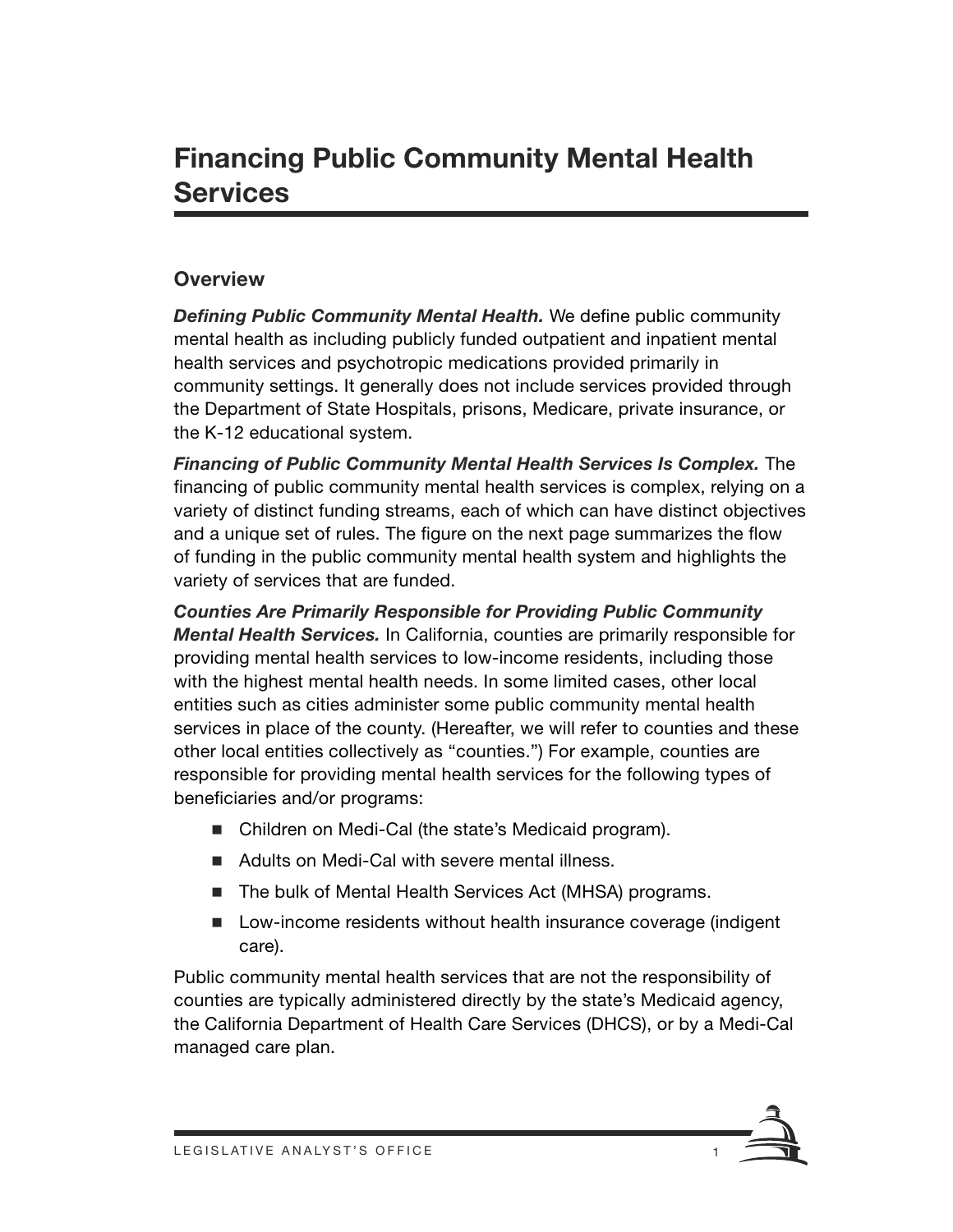# Financing Public Community Mental Health Services

## Overview

***Defining Public Community Mental Health.*** We define public community mental health as including publicly funded outpatient and inpatient mental health services and psychotropic medications provided primarily in community settings. It generally does not include services provided through the Department of State Hospitals, prisons, Medicare, private insurance, or the K-12 educational system.

***Financing of Public Community Mental Health Services Is Complex.*** The financing of public community mental health services is complex, relying on a variety of distinct funding streams, each of which can have distinct objectives and a unique set of rules. The figure on the next page summarizes the flow of funding in the public community mental health system and highlights the variety of services that are funded.

***Counties Are Primarily Responsible for Providing Public Community Mental Health Services.*** In California, counties are primarily responsible for providing mental health services to low-income residents, including those with the highest mental health needs. In some limited cases, other local entities such as cities administer some public community mental health services in place of the county. (Hereafter, we will refer to counties and these other local entities collectively as "counties.") For example, counties are responsible for providing mental health services for the following types of beneficiaries and/or programs:

- Children on Medi-Cal (the state's Medicaid program).
- Adults on Medi-Cal with severe mental illness.
- The bulk of Mental Health Services Act (MHSA) programs.
- Low-income residents without health insurance coverage (indigent care).

Public community mental health services that are not the responsibility of counties are typically administered directly by the state's Medicaid agency, the California Department of Health Care Services (DHCS), or by a Medi-Cal managed care plan.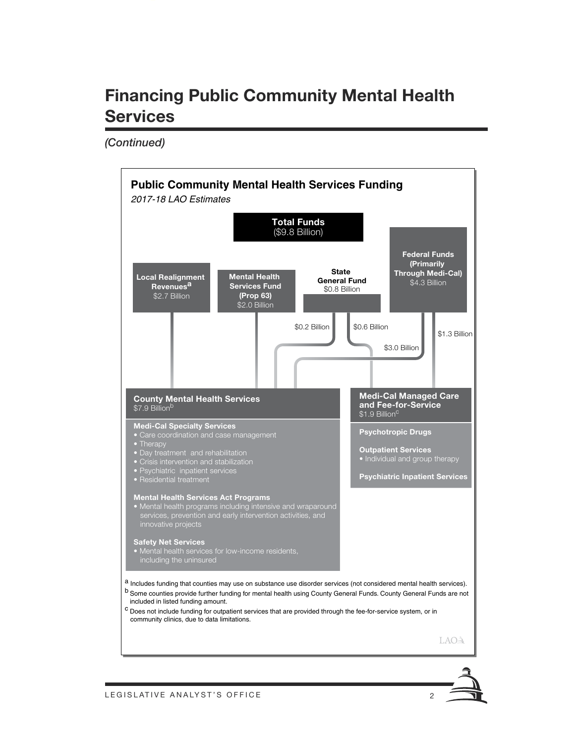# Financing Public Community Mental Health Services

*(Continued)*

**Public Community Mental Health Services Funding**

*2017-18 LAO Estimates*

**Total Funds** ($9.8 Billion)

**Local Realignment Revenues**[a] $2.7 Billion

**Mental Health Services Fund (Prop 63)** $2.0 Billion

**State General Fund** $0.8 Billion

**Federal Funds (Primarily Through Medi-Cal)** $4.3 Billion

$0.2 Billion

$0.6 Billion

$3.0 Billion

$1.3 Billion

**County Mental Health Services**
$7.9 Billion[b]

**Medi-Cal Specialty Services**

- Care coordination and case management
- Therapy
- Day treatment and rehabilitation
- Crisis intervention and stabilization
- Psychiatric inpatient services
- Residential treatment

**Mental Health Services Act Programs**

- Mental health programs including intensive and wraparound services, prevention and early intervention activities, and innovative projects

**Safety Net Services**

- Mental health services for low-income residents, including the uninsured

**Medi-Cal Managed Care and Fee-for-Service**
$1.9 Billion[c]

**Psychotropic Drugs**

**Outpatient Services**

- Individual and group therapy

**Psychiatric Inpatient Services**

[a] Includes funding that counties may use on substance use disorder services (not considered mental health services).

[b] Some counties provide further funding for mental health using County General Funds. County General Funds are not included in listed funding amount.

[c] Does not include funding for outpatient services that are provided through the fee-for-service system, or in community clinics, due to data limitations.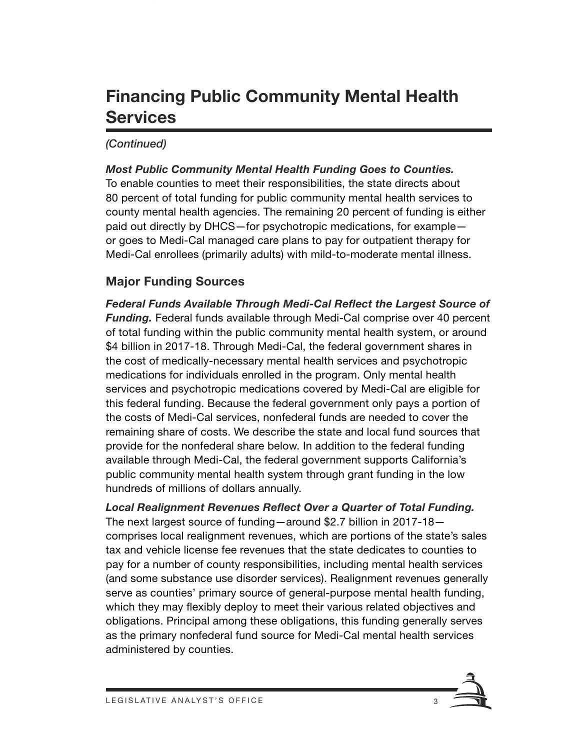# Financing Public Community Mental Health Services

*(Continued)*

***Most Public Community Mental Health Funding Goes to Counties.*** To enable counties to meet their responsibilities, the state directs about 80 percent of total funding for public community mental health services to county mental health agencies. The remaining 20 percent of funding is either paid out directly by DHCS—for psychotropic medications, for example—or goes to Medi-Cal managed care plans to pay for outpatient therapy for Medi-Cal enrollees (primarily adults) with mild-to-moderate mental illness.

## Major Funding Sources

***Federal Funds Available Through Medi-Cal Reflect the Largest Source of Funding.*** Federal funds available through Medi-Cal comprise over 40 percent of total funding within the public community mental health system, or around $4 billion in 2017-18. Through Medi-Cal, the federal government shares in the cost of medically-necessary mental health services and psychotropic medications for individuals enrolled in the program. Only mental health services and psychotropic medications covered by Medi-Cal are eligible for this federal funding. Because the federal government only pays a portion of the costs of Medi-Cal services, nonfederal funds are needed to cover the remaining share of costs. We describe the state and local fund sources that provide for the nonfederal share below. In addition to the federal funding available through Medi-Cal, the federal government supports California's public community mental health system through grant funding in the low hundreds of millions of dollars annually.

***Local Realignment Revenues Reflect Over a Quarter of Total Funding.*** The next largest source of funding—around $2.7 billion in 2017-18—comprises local realignment revenues, which are portions of the state's sales tax and vehicle license fee revenues that the state dedicates to counties to pay for a number of county responsibilities, including mental health services (and some substance use disorder services). Realignment revenues generally serve as counties' primary source of general-purpose mental health funding, which they may flexibly deploy to meet their various related objectives and obligations. Principal among these obligations, this funding generally serves as the primary nonfederal fund source for Medi-Cal mental health services administered by counties.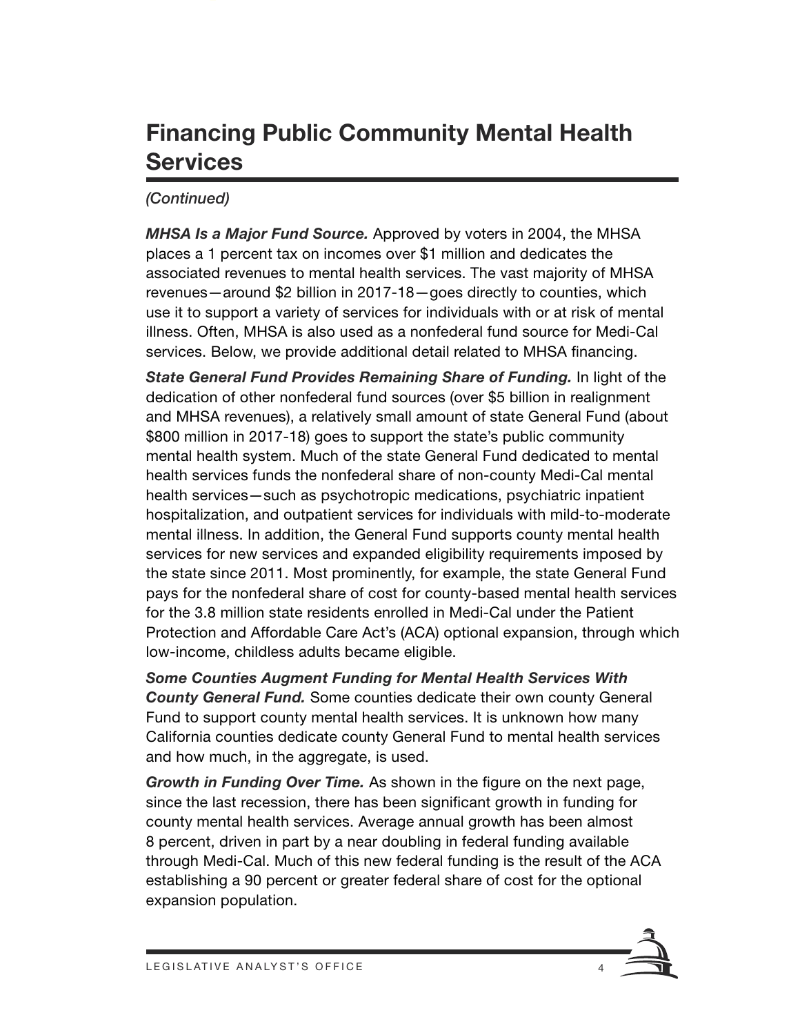# Financing Public Community Mental Health Services

*(Continued)*

***MHSA Is a Major Fund Source.*** Approved by voters in 2004, the MHSA places a 1 percent tax on incomes over $1 million and dedicates the associated revenues to mental health services. The vast majority of MHSA revenues—around $2 billion in 2017-18—goes directly to counties, which use it to support a variety of services for individuals with or at risk of mental illness. Often, MHSA is also used as a nonfederal fund source for Medi-Cal services. Below, we provide additional detail related to MHSA financing.

***State General Fund Provides Remaining Share of Funding.*** In light of the dedication of other nonfederal fund sources (over $5 billion in realignment and MHSA revenues), a relatively small amount of state General Fund (about $800 million in 2017-18) goes to support the state's public community mental health system. Much of the state General Fund dedicated to mental health services funds the nonfederal share of non-county Medi-Cal mental health services—such as psychotropic medications, psychiatric inpatient hospitalization, and outpatient services for individuals with mild-to-moderate mental illness. In addition, the General Fund supports county mental health services for new services and expanded eligibility requirements imposed by the state since 2011. Most prominently, for example, the state General Fund pays for the nonfederal share of cost for county-based mental health services for the 3.8 million state residents enrolled in Medi-Cal under the Patient Protection and Affordable Care Act's (ACA) optional expansion, through which low-income, childless adults became eligible.

***Some Counties Augment Funding for Mental Health Services With County General Fund.*** Some counties dedicate their own county General Fund to support county mental health services. It is unknown how many California counties dedicate county General Fund to mental health services and how much, in the aggregate, is used.

***Growth in Funding Over Time.*** As shown in the figure on the next page, since the last recession, there has been significant growth in funding for county mental health services. Average annual growth has been almost 8 percent, driven in part by a near doubling in federal funding available through Medi-Cal. Much of this new federal funding is the result of the ACA establishing a 90 percent or greater federal share of cost for the optional expansion population.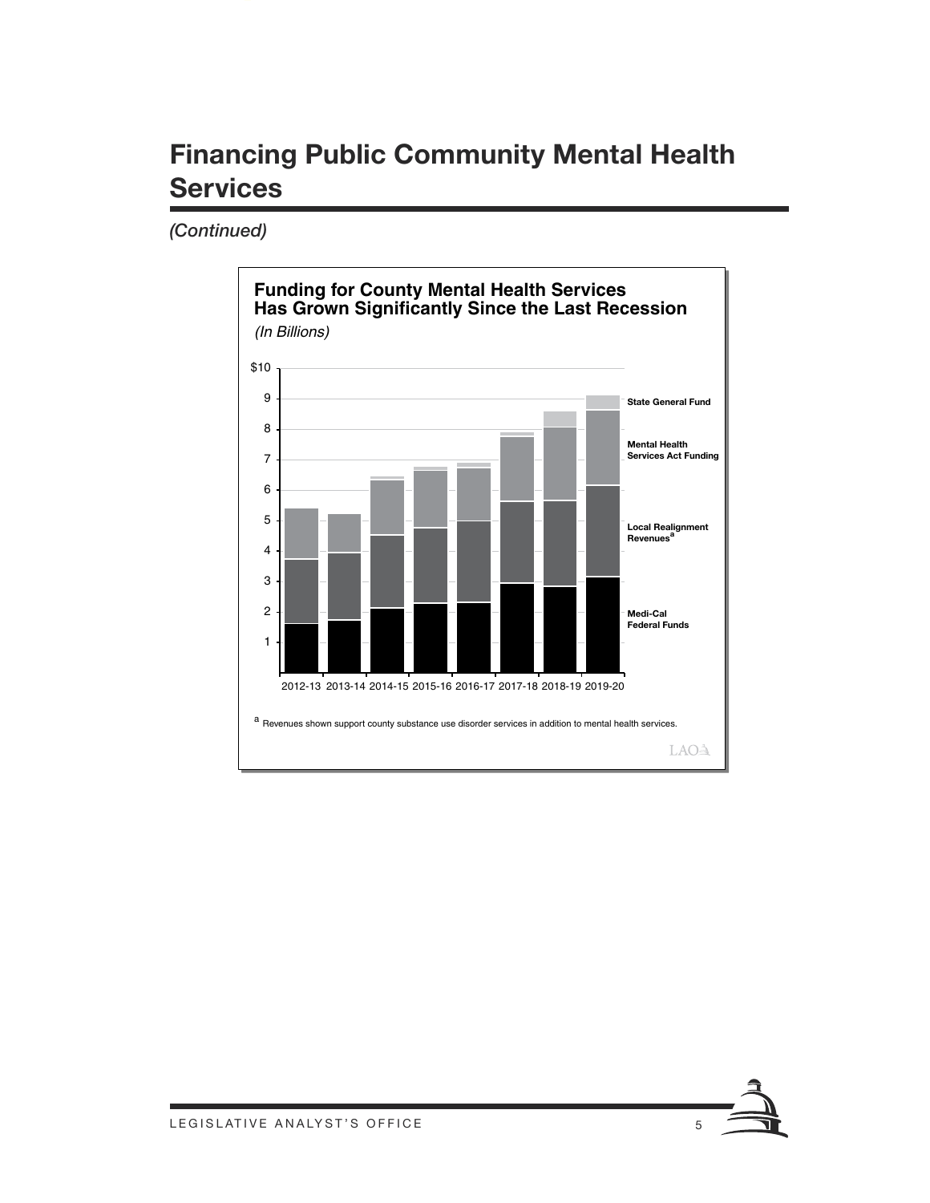# Financing Public Community Mental Health Services

*(Continued)*

**Funding for County Mental Health Services Has Grown Significantly Since the Last Recession**

*(In Billions)*

[a] Revenues shown support county substance use disorder services in addition to mental health services.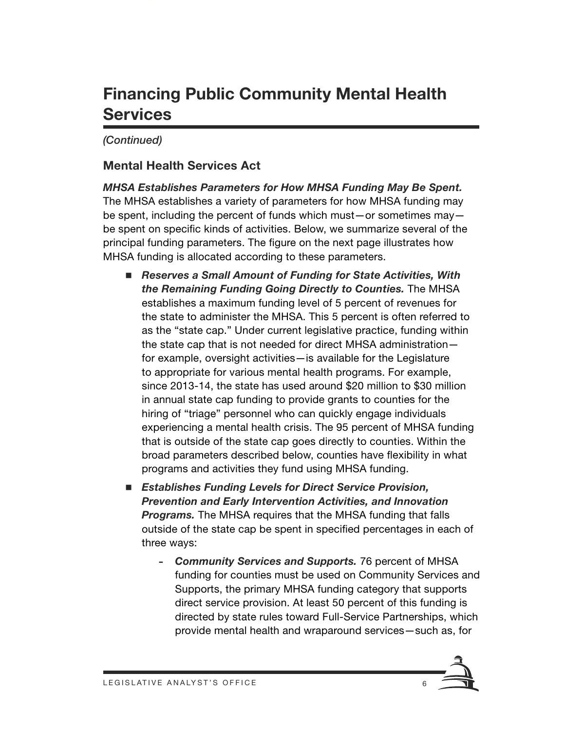# Financing Public Community Mental Health Services

*(Continued)*

## Mental Health Services Act

***MHSA Establishes Parameters for How MHSA Funding May Be Spent.*** The MHSA establishes a variety of parameters for how MHSA funding may be spent, including the percent of funds which must—or sometimes may—be spent on specific kinds of activities. Below, we summarize several of the principal funding parameters. The figure on the next page illustrates how MHSA funding is allocated according to these parameters.

- ***Reserves a Small Amount of Funding for State Activities, With the Remaining Funding Going Directly to Counties.*** The MHSA establishes a maximum funding level of 5 percent of revenues for the state to administer the MHSA. This 5 percent is often referred to as the "state cap." Under current legislative practice, funding within the state cap that is not needed for direct MHSA administration—for example, oversight activities—is available for the Legislature to appropriate for various mental health programs. For example, since 2013-14, the state has used around \$20 million to \$30 million in annual state cap funding to provide grants to counties for the hiring of "triage" personnel who can quickly engage individuals experiencing a mental health crisis. The 95 percent of MHSA funding that is outside of the state cap goes directly to counties. Within the broad parameters described below, counties have flexibility in what programs and activities they fund using MHSA funding.

- ***Establishes Funding Levels for Direct Service Provision, Prevention and Early Intervention Activities, and Innovation Programs.*** The MHSA requires that the MHSA funding that falls outside of the state cap be spent in specified percentages in each of three ways:

  - ***Community Services and Supports.*** 76 percent of MHSA funding for counties must be used on Community Services and Supports, the primary MHSA funding category that supports direct service provision. At least 50 percent of this funding is directed by state rules toward Full-Service Partnerships, which provide mental health and wraparound services—such as, for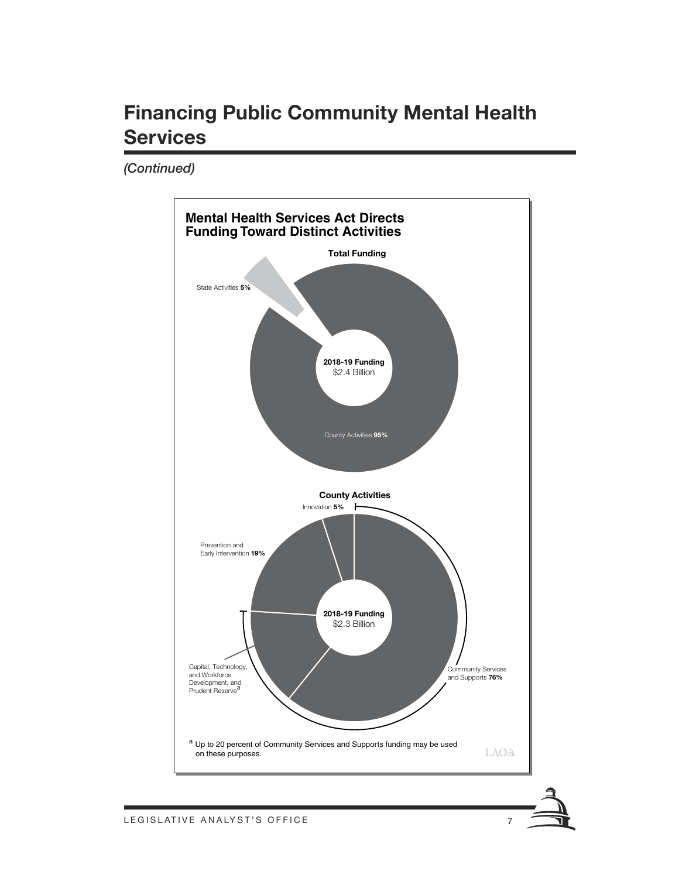# Financing Public Community Mental Health Services

*(Continued)*

**Mental Health Services Act Directs Funding Toward Distinct Activities**

**Total Funding**

State Activities **5%**

**2018-19 Funding**
$2.4 Billion

County Activities **95%**

**County Activities**

Innovation **5%**

Prevention and Early Intervention **19%**

**2018-19 Funding**
$2.3 Billion

Capital, Technology, and Workforce Development, and Prudent Reserve[a]

Community Services and Supports **76%**

[a] Up to 20 percent of Community Services and Supports funding may be used on these purposes.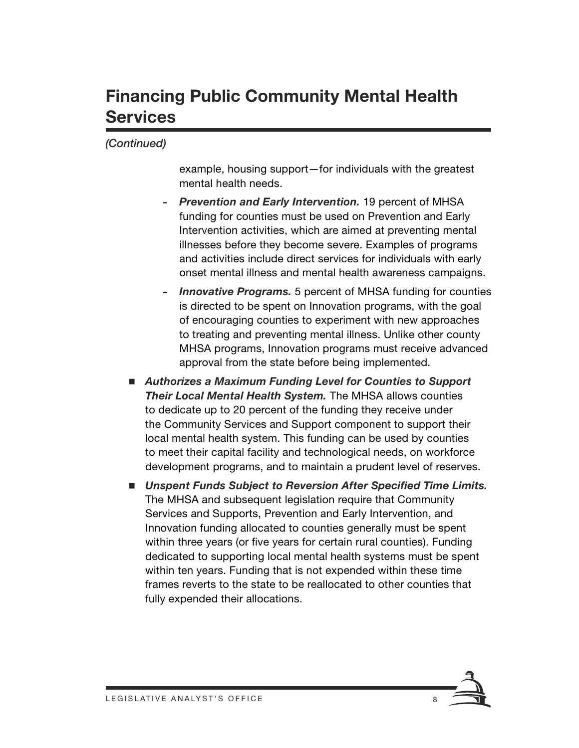# Financing Public Community Mental Health Services

*(Continued)*

example, housing support—for individuals with the greatest mental health needs.

- ***Prevention and Early Intervention.*** 19 percent of MHSA funding for counties must be used on Prevention and Early Intervention activities, which are aimed at preventing mental illnesses before they become severe. Examples of programs and activities include direct services for individuals with early onset mental illness and mental health awareness campaigns.
- ***Innovative Programs.*** 5 percent of MHSA funding for counties is directed to be spent on Innovation programs, with the goal of encouraging counties to experiment with new approaches to treating and preventing mental illness. Unlike other county MHSA programs, Innovation programs must receive advanced approval from the state before being implemented.

- ***Authorizes a Maximum Funding Level for Counties to Support Their Local Mental Health System.*** The MHSA allows counties to dedicate up to 20 percent of the funding they receive under the Community Services and Support component to support their local mental health system. This funding can be used by counties to meet their capital facility and technological needs, on workforce development programs, and to maintain a prudent level of reserves.
- ***Unspent Funds Subject to Reversion After Specified Time Limits.*** The MHSA and subsequent legislation require that Community Services and Supports, Prevention and Early Intervention, and Innovation funding allocated to counties generally must be spent within three years (or five years for certain rural counties). Funding dedicated to supporting local mental health systems must be spent within ten years. Funding that is not expended within these time frames reverts to the state to be reallocated to other counties that fully expended their allocations.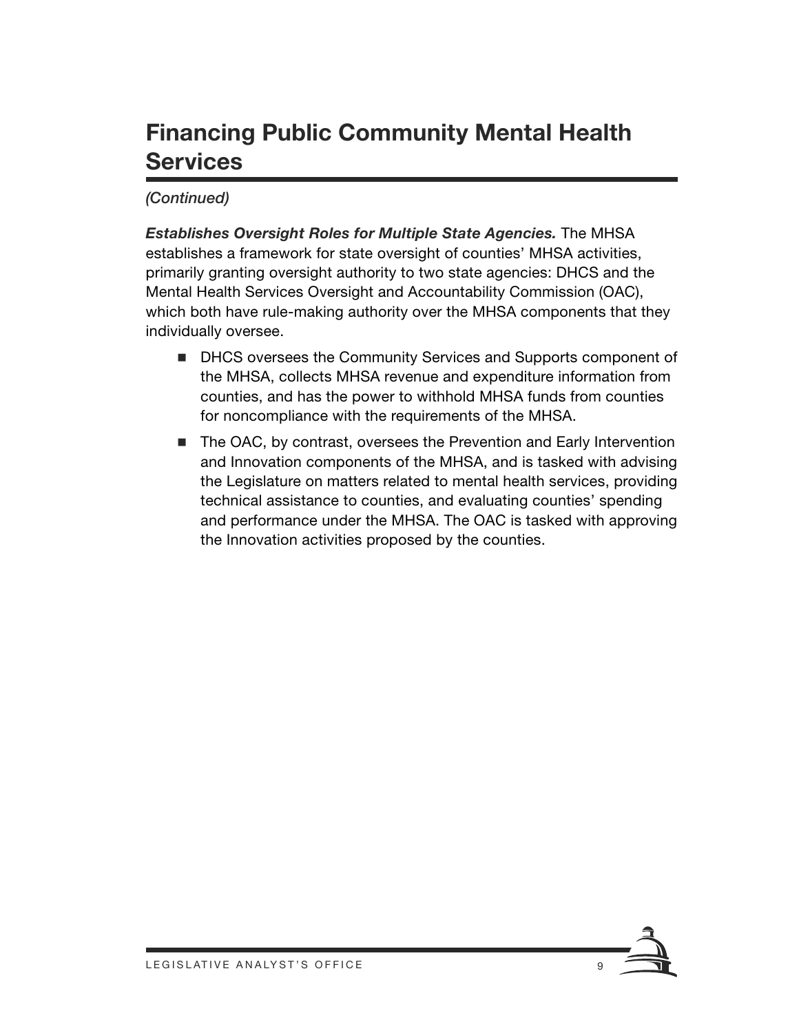# Financing Public Community Mental Health Services

*(Continued)*

***Establishes Oversight Roles for Multiple State Agencies.*** The MHSA establishes a framework for state oversight of counties' MHSA activities, primarily granting oversight authority to two state agencies: DHCS and the Mental Health Services Oversight and Accountability Commission (OAC), which both have rule-making authority over the MHSA components that they individually oversee.

- DHCS oversees the Community Services and Supports component of the MHSA, collects MHSA revenue and expenditure information from counties, and has the power to withhold MHSA funds from counties for noncompliance with the requirements of the MHSA.
- The OAC, by contrast, oversees the Prevention and Early Intervention and Innovation components of the MHSA, and is tasked with advising the Legislature on matters related to mental health services, providing technical assistance to counties, and evaluating counties' spending and performance under the MHSA. The OAC is tasked with approving the Innovation activities proposed by the counties.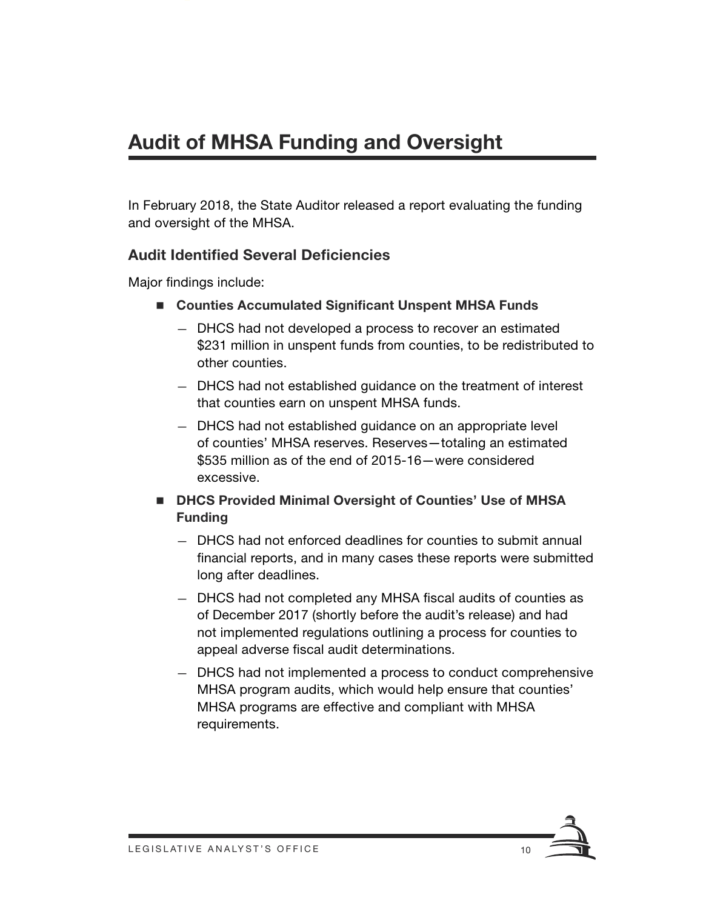# Audit of MHSA Funding and Oversight

In February 2018, the State Auditor released a report evaluating the funding and oversight of the MHSA.

## Audit Identified Several Deficiencies

Major findings include:

- **Counties Accumulated Significant Unspent MHSA Funds**
  - DHCS had not developed a process to recover an estimated $231 million in unspent funds from counties, to be redistributed to other counties.
  - DHCS had not established guidance on the treatment of interest that counties earn on unspent MHSA funds.
  - DHCS had not established guidance on an appropriate level of counties' MHSA reserves. Reserves—totaling an estimated $535 million as of the end of 2015-16—were considered excessive.
- **DHCS Provided Minimal Oversight of Counties' Use of MHSA Funding**
  - DHCS had not enforced deadlines for counties to submit annual financial reports, and in many cases these reports were submitted long after deadlines.
  - DHCS had not completed any MHSA fiscal audits of counties as of December 2017 (shortly before the audit's release) and had not implemented regulations outlining a process for counties to appeal adverse fiscal audit determinations.
  - DHCS had not implemented a process to conduct comprehensive MHSA program audits, which would help ensure that counties' MHSA programs are effective and compliant with MHSA requirements.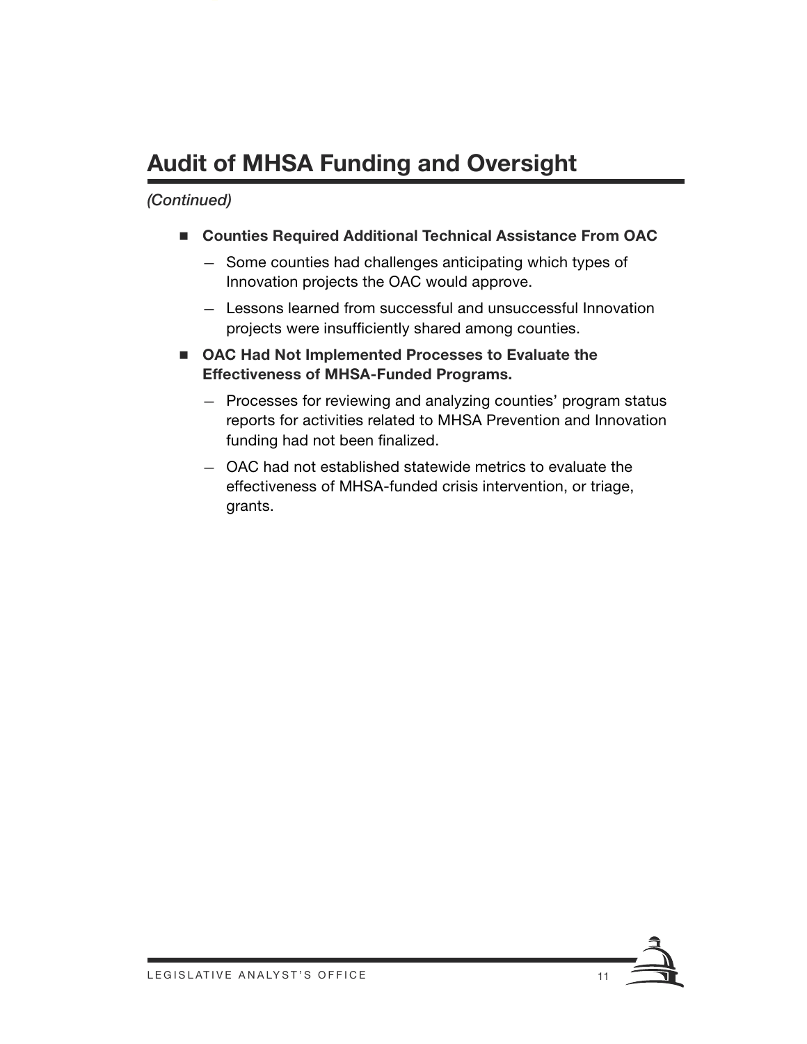# Audit of MHSA Funding and Oversight

*(Continued)*

- **Counties Required Additional Technical Assistance From OAC**
  - Some counties had challenges anticipating which types of Innovation projects the OAC would approve.
  - Lessons learned from successful and unsuccessful Innovation projects were insufficiently shared among counties.
- **OAC Had Not Implemented Processes to Evaluate the Effectiveness of MHSA-Funded Programs.**
  - Processes for reviewing and analyzing counties' program status reports for activities related to MHSA Prevention and Innovation funding had not been finalized.
  - OAC had not established statewide metrics to evaluate the effectiveness of MHSA-funded crisis intervention, or triage, grants.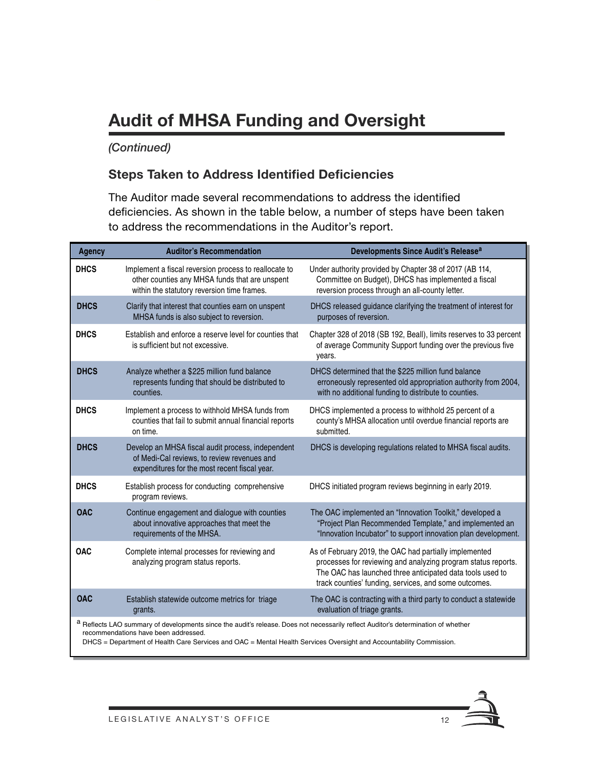# Audit of MHSA Funding and Oversight

*(Continued)*

### Steps Taken to Address Identified Deficiencies

The Auditor made several recommendations to address the identified deficiencies. As shown in the table below, a number of steps have been taken to address the recommendations in the Auditor's report.

| Agency | Auditor's Recommendation | Developments Since Audit's Release[a] |
|---|---|---|
| **DHCS** | Implement a fiscal reversion process to reallocate to other counties any MHSA funds that are unspent within the statutory reversion time frames. | Under authority provided by Chapter 38 of 2017 (AB 114, Committee on Budget), DHCS has implemented a fiscal reversion process through an all-county letter. |
| **DHCS** | Clarify that interest that counties earn on unspent MHSA funds is also subject to reversion. | DHCS released guidance clarifying the treatment of interest for purposes of reversion. |
| **DHCS** | Establish and enforce a reserve level for counties that is sufficient but not excessive. | Chapter 328 of 2018 (SB 192, Beall), limits reserves to 33 percent of average Community Support funding over the previous five years. |
| **DHCS** | Analyze whether a $225 million fund balance represents funding that should be distributed to counties. | DHCS determined that the $225 million fund balance erroneously represented old appropriation authority from 2004, with no additional funding to distribute to counties. |
| **DHCS** | Implement a process to withhold MHSA funds from counties that fail to submit annual financial reports on time. | DHCS implemented a process to withhold 25 percent of a county's MHSA allocation until overdue financial reports are submitted. |
| **DHCS** | Develop an MHSA fiscal audit process, independent of Medi-Cal reviews, to review revenues and expenditures for the most recent fiscal year. | DHCS is developing regulations related to MHSA fiscal audits. |
| **DHCS** | Establish process for conducting comprehensive program reviews. | DHCS initiated program reviews beginning in early 2019. |
| **OAC** | Continue engagement and dialogue with counties about innovative approaches that meet the requirements of the MHSA. | The OAC implemented an "Innovation Toolkit," developed a "Project Plan Recommended Template," and implemented an "Innovation Incubator" to support innovation plan development. |
| **OAC** | Complete internal processes for reviewing and analyzing program status reports. | As of February 2019, the OAC had partially implemented processes for reviewing and analyzing program status reports. The OAC has launched three anticipated data tools used to track counties' funding, services, and some outcomes. |
| **OAC** | Establish statewide outcome metrics for triage grants. | The OAC is contracting with a third party to conduct a statewide evaluation of triage grants. |

[a] Reflects LAO summary of developments since the audit's release. Does not necessarily reflect Auditor's determination of whether recommendations have been addressed.

DHCS = Department of Health Care Services and OAC = Mental Health Services Oversight and Accountability Commission.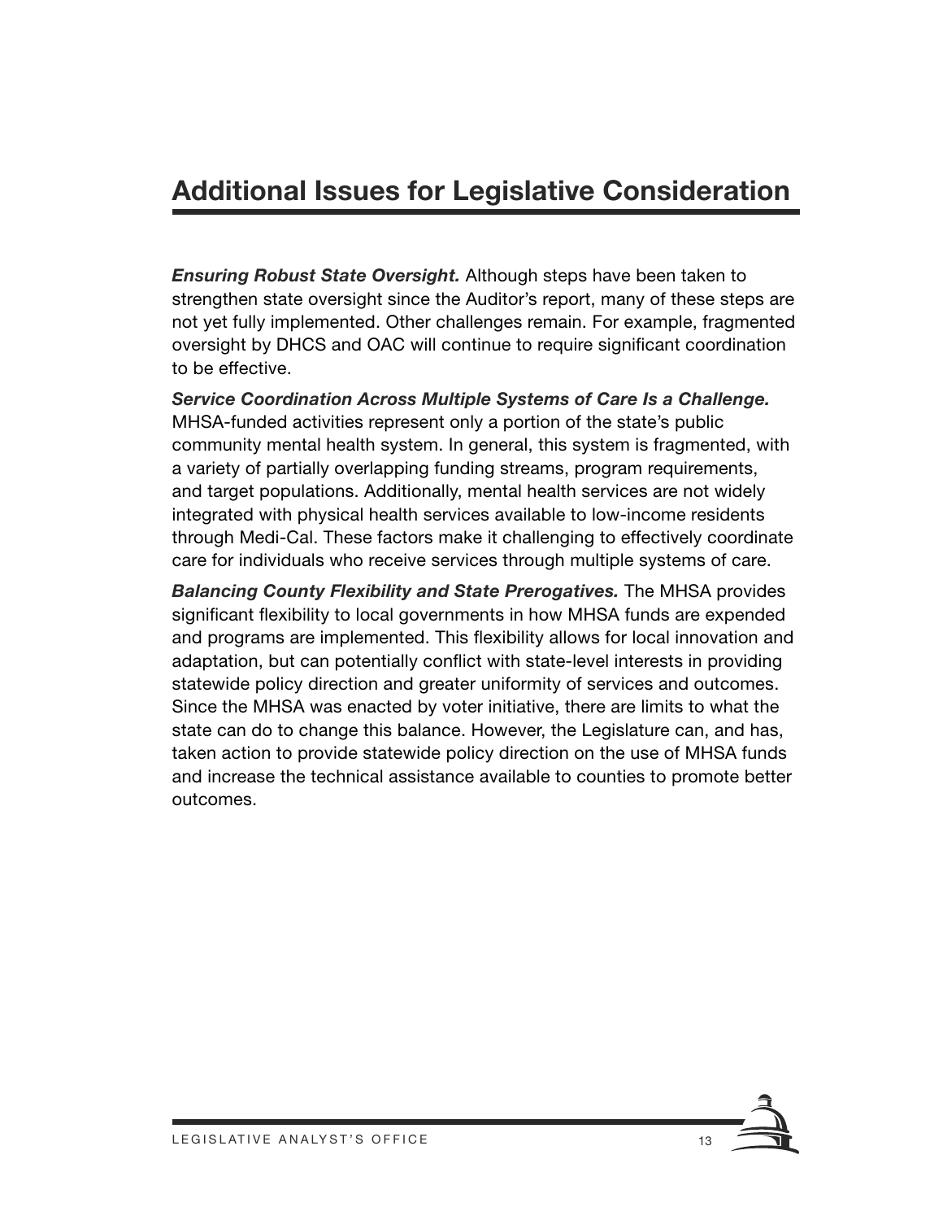## Additional Issues for Legislative Consideration

***Ensuring Robust State Oversight.*** Although steps have been taken to strengthen state oversight since the Auditor's report, many of these steps are not yet fully implemented. Other challenges remain. For example, fragmented oversight by DHCS and OAC will continue to require significant coordination to be effective.

***Service Coordination Across Multiple Systems of Care Is a Challenge.*** MHSA-funded activities represent only a portion of the state's public community mental health system. In general, this system is fragmented, with a variety of partially overlapping funding streams, program requirements, and target populations. Additionally, mental health services are not widely integrated with physical health services available to low-income residents through Medi-Cal. These factors make it challenging to effectively coordinate care for individuals who receive services through multiple systems of care.

***Balancing County Flexibility and State Prerogatives.*** The MHSA provides significant flexibility to local governments in how MHSA funds are expended and programs are implemented. This flexibility allows for local innovation and adaptation, but can potentially conflict with state-level interests in providing statewide policy direction and greater uniformity of services and outcomes. Since the MHSA was enacted by voter initiative, there are limits to what the state can do to change this balance. However, the Legislature can, and has, taken action to provide statewide policy direction on the use of MHSA funds and increase the technical assistance available to counties to promote better outcomes.